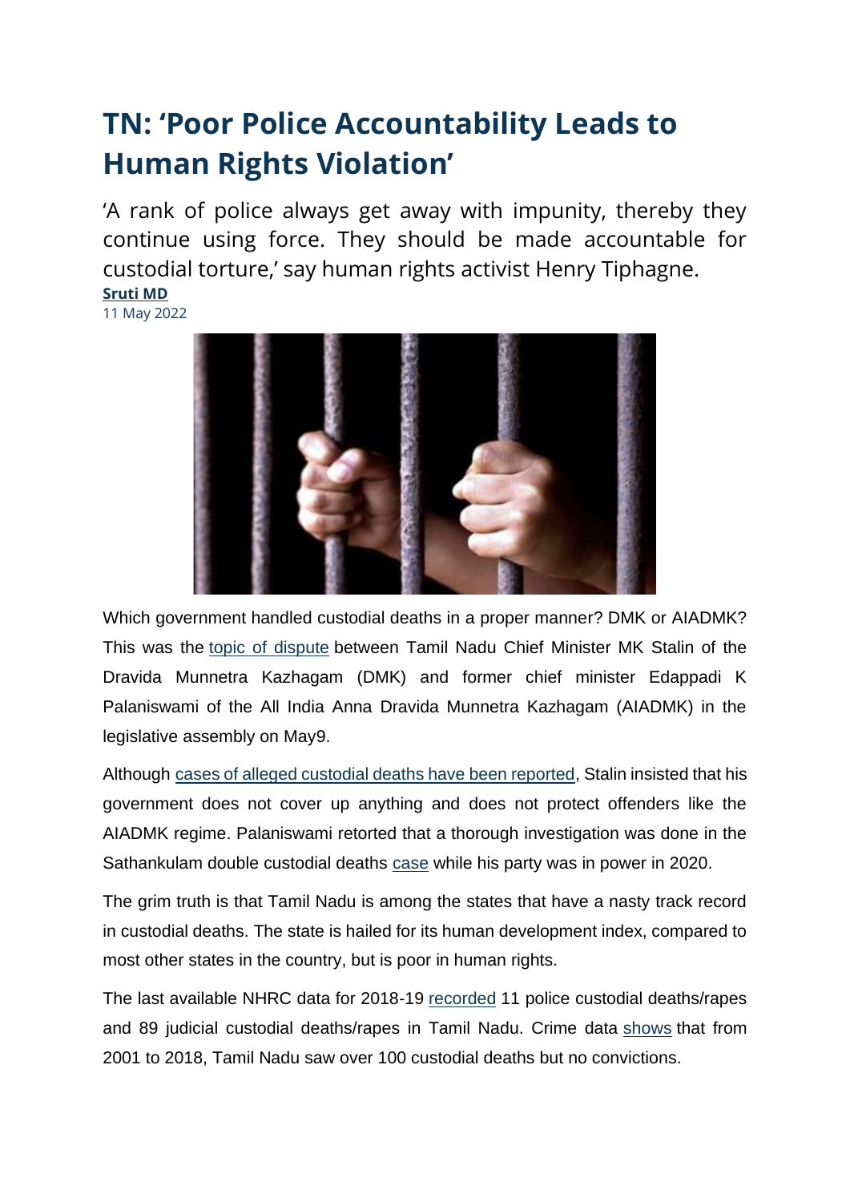# TN: 'Poor Police Accountability Leads to Human Rights Violation'

'A rank of police always get away with impunity, thereby they continue using force. They should be made accountable for custodial torture,' say human rights activist Henry Tiphagne.

**Sruti MD**

11 May 2022

Which government handled custodial deaths in a proper manner? DMK or AIADMK? This was the topic of dispute between Tamil Nadu Chief Minister MK Stalin of the Dravida Munnetra Kazhagam (DMK) and former chief minister Edappadi K Palaniswami of the All India Anna Dravida Munnetra Kazhagam (AIADMK) in the legislative assembly on May9.

Although cases of alleged custodial deaths have been reported, Stalin insisted that his government does not cover up anything and does not protect offenders like the AIADMK regime. Palaniswami retorted that a thorough investigation was done in the Sathankulam double custodial deaths case while his party was in power in 2020.

The grim truth is that Tamil Nadu is among the states that have a nasty track record in custodial deaths. The state is hailed for its human development index, compared to most other states in the country, but is poor in human rights.

The last available NHRC data for 2018-19 recorded 11 police custodial deaths/rapes and 89 judicial custodial deaths/rapes in Tamil Nadu. Crime data shows that from 2001 to 2018, Tamil Nadu saw over 100 custodial deaths but no convictions.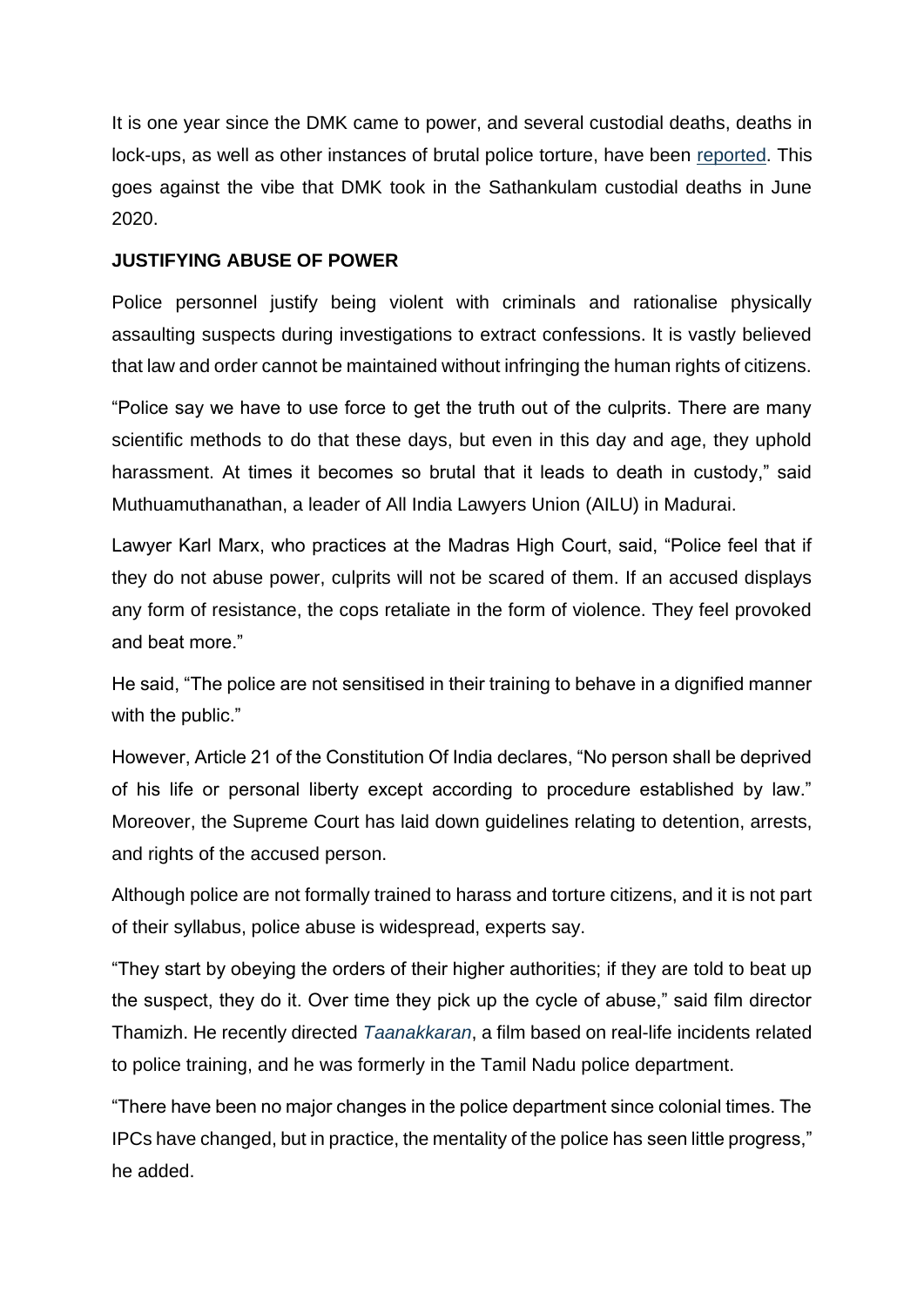It is one year since the DMK came to power, and several custodial deaths, deaths in lock-ups, as well as other instances of brutal police torture, have been reported. This goes against the vibe that DMK took in the Sathankulam custodial deaths in June 2020.

## JUSTIFYING ABUSE OF POWER

Police personnel justify being violent with criminals and rationalise physically assaulting suspects during investigations to extract confessions. It is vastly believed that law and order cannot be maintained without infringing the human rights of citizens.

"Police say we have to use force to get the truth out of the culprits. There are many scientific methods to do that these days, but even in this day and age, they uphold harassment. At times it becomes so brutal that it leads to death in custody," said Muthuamuthanathan, a leader of All India Lawyers Union (AILU) in Madurai.

Lawyer Karl Marx, who practices at the Madras High Court, said, "Police feel that if they do not abuse power, culprits will not be scared of them. If an accused displays any form of resistance, the cops retaliate in the form of violence. They feel provoked and beat more."

He said, "The police are not sensitised in their training to behave in a dignified manner with the public."

However, Article 21 of the Constitution Of India declares, "No person shall be deprived of his life or personal liberty except according to procedure established by law." Moreover, the Supreme Court has laid down guidelines relating to detention, arrests, and rights of the accused person.

Although police are not formally trained to harass and torture citizens, and it is not part of their syllabus, police abuse is widespread, experts say.

"They start by obeying the orders of their higher authorities; if they are told to beat up the suspect, they do it. Over time they pick up the cycle of abuse," said film director Thamizh. He recently directed *Taanakkaran*, a film based on real-life incidents related to police training, and he was formerly in the Tamil Nadu police department.

"There have been no major changes in the police department since colonial times. The IPCs have changed, but in practice, the mentality of the police has seen little progress," he added.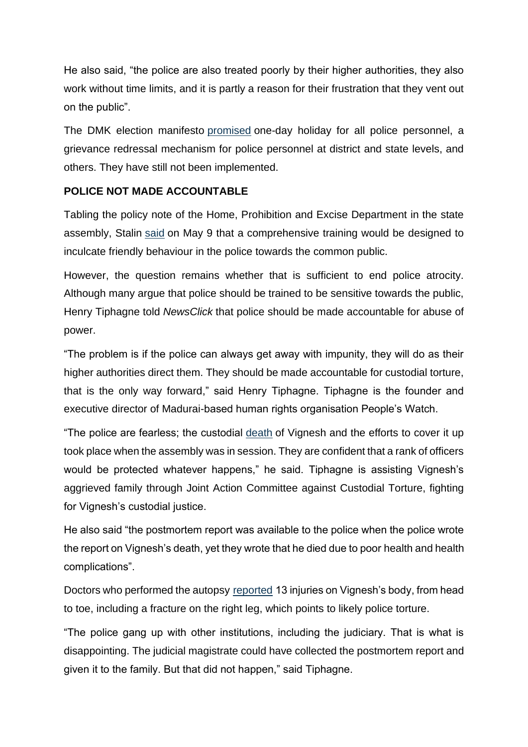He also said, "the police are also treated poorly by their higher authorities, they also work without time limits, and it is partly a reason for their frustration that they vent out on the public".

The DMK election manifesto promised one-day holiday for all police personnel, a grievance redressal mechanism for police personnel at district and state levels, and others. They have still not been implemented.

**POLICE NOT MADE ACCOUNTABLE**

Tabling the policy note of the Home, Prohibition and Excise Department in the state assembly, Stalin said on May 9 that a comprehensive training would be designed to inculcate friendly behaviour in the police towards the common public.

However, the question remains whether that is sufficient to end police atrocity. Although many argue that police should be trained to be sensitive towards the public, Henry Tiphagne told *NewsClick* that police should be made accountable for abuse of power.

"The problem is if the police can always get away with impunity, they will do as their higher authorities direct them. They should be made accountable for custodial torture, that is the only way forward," said Henry Tiphagne. Tiphagne is the founder and executive director of Madurai-based human rights organisation People's Watch.

"The police are fearless; the custodial death of Vignesh and the efforts to cover it up took place when the assembly was in session. They are confident that a rank of officers would be protected whatever happens," he said. Tiphagne is assisting Vignesh's aggrieved family through Joint Action Committee against Custodial Torture, fighting for Vignesh's custodial justice.

He also said "the postmortem report was available to the police when the police wrote the report on Vignesh's death, yet they wrote that he died due to poor health and health complications".

Doctors who performed the autopsy reported 13 injuries on Vignesh's body, from head to toe, including a fracture on the right leg, which points to likely police torture.

"The police gang up with other institutions, including the judiciary. That is what is disappointing. The judicial magistrate could have collected the postmortem report and given it to the family. But that did not happen," said Tiphagne.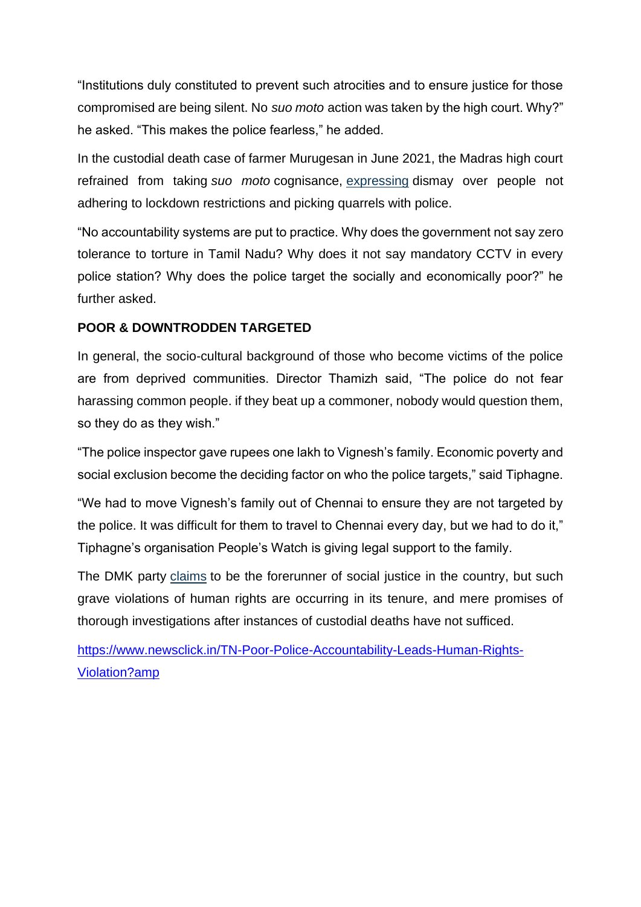"Institutions duly constituted to prevent such atrocities and to ensure justice for those compromised are being silent. No *suo moto* action was taken by the high court. Why?" he asked. "This makes the police fearless," he added.

In the custodial death case of farmer Murugesan in June 2021, the Madras high court refrained from taking *suo moto* cognisance, [expressing](#) dismay over people not adhering to lockdown restrictions and picking quarrels with police.

"No accountability systems are put to practice. Why does the government not say zero tolerance to torture in Tamil Nadu? Why does it not say mandatory CCTV in every police station? Why does the police target the socially and economically poor?" he further asked.

**POOR & DOWNTRODDEN TARGETED**

In general, the socio-cultural background of those who become victims of the police are from deprived communities. Director Thamizh said, "The police do not fear harassing common people. if they beat up a commoner, nobody would question them, so they do as they wish."

"The police inspector gave rupees one lakh to Vignesh's family. Economic poverty and social exclusion become the deciding factor on who the police targets," said Tiphagne.

"We had to move Vignesh's family out of Chennai to ensure they are not targeted by the police. It was difficult for them to travel to Chennai every day, but we had to do it," Tiphagne's organisation People's Watch is giving legal support to the family.

The DMK party [claims](#) to be the forerunner of social justice in the country, but such grave violations of human rights are occurring in its tenure, and mere promises of thorough investigations after instances of custodial deaths have not sufficed.

https://www.newsclick.in/TN-Poor-Police-Accountability-Leads-Human-Rights-Violation?amp